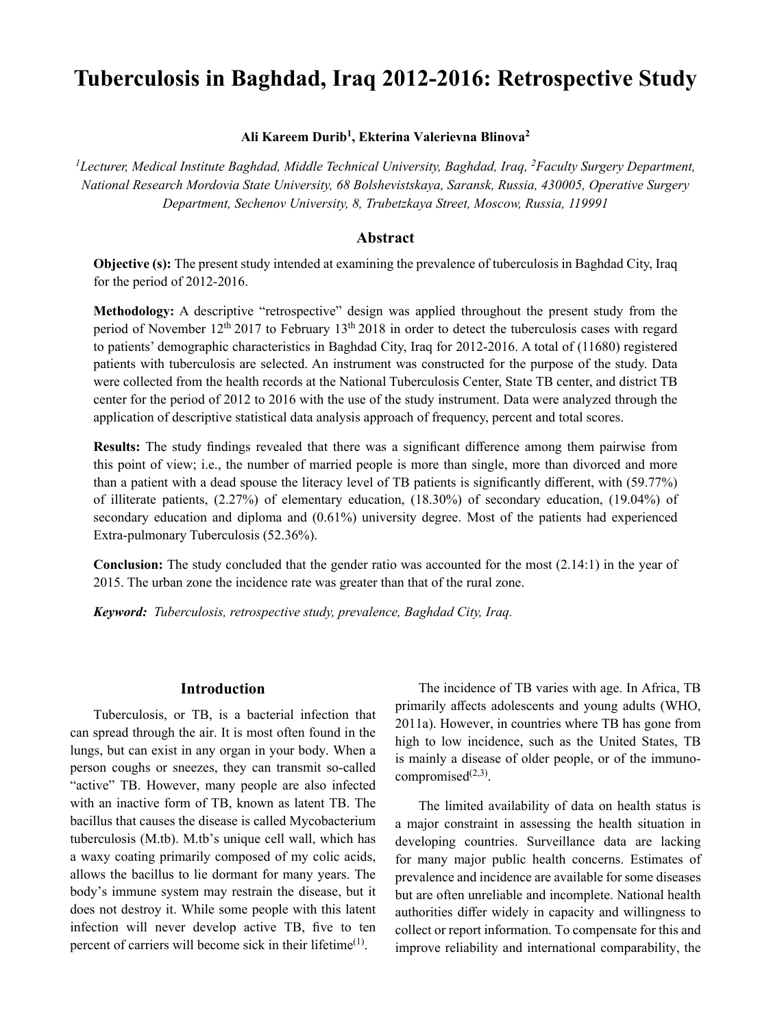# Tuberculosis in Baghdad, Iraq 2012-2016: Retrospective Study

**Ali Kareem Durib[1], Ekterina Valerievna Blinova[2]**

*[1]Lecturer, Medical Institute Baghdad, Middle Technical University, Baghdad, Iraq, [2]Faculty Surgery Department, National Research Mordovia State University, 68 Bolshevistskaya, Saransk, Russia, 430005, Operative Surgery Department, Sechenov University, 8, Trubetzkaya Street, Moscow, Russia, 119991*

## Abstract

**Objective (s):** The present study intended at examining the prevalence of tuberculosis in Baghdad City, Iraq for the period of 2012-2016.

**Methodology:** A descriptive "retrospective" design was applied throughout the present study from the period of November 12th 2017 to February 13th 2018 in order to detect the tuberculosis cases with regard to patients' demographic characteristics in Baghdad City, Iraq for 2012-2016. A total of (11680) registered patients with tuberculosis are selected. An instrument was constructed for the purpose of the study. Data were collected from the health records at the National Tuberculosis Center, State TB center, and district TB center for the period of 2012 to 2016 with the use of the study instrument. Data were analyzed through the application of descriptive statistical data analysis approach of frequency, percent and total scores.

**Results:** The study findings revealed that there was a significant difference among them pairwise from this point of view; i.e., the number of married people is more than single, more than divorced and more than a patient with a dead spouse the literacy level of TB patients is significantly different, with (59.77%) of illiterate patients, (2.27%) of elementary education, (18.30%) of secondary education, (19.04%) of secondary education and diploma and (0.61%) university degree. Most of the patients had experienced Extra-pulmonary Tuberculosis (52.36%).

**Conclusion:** The study concluded that the gender ratio was accounted for the most (2.14:1) in the year of 2015. The urban zone the incidence rate was greater than that of the rural zone.

***Keyword:*** *Tuberculosis, retrospective study, prevalence, Baghdad City, Iraq.*

## Introduction

Tuberculosis, or TB, is a bacterial infection that can spread through the air. It is most often found in the lungs, but can exist in any organ in your body. When a person coughs or sneezes, they can transmit so-called "active" TB. However, many people are also infected with an inactive form of TB, known as latent TB. The bacillus that causes the disease is called Mycobacterium tuberculosis (M.tb). M.tb's unique cell wall, which has a waxy coating primarily composed of my colic acids, allows the bacillus to lie dormant for many years. The body's immune system may restrain the disease, but it does not destroy it. While some people with this latent infection will never develop active TB, five to ten percent of carriers will become sick in their lifetime[(1)].

The incidence of TB varies with age. In Africa, TB primarily affects adolescents and young adults (WHO, 2011a). However, in countries where TB has gone from high to low incidence, such as the United States, TB is mainly a disease of older people, or of the immuno-compromised[(2,3)].

The limited availability of data on health status is a major constraint in assessing the health situation in developing countries. Surveillance data are lacking for many major public health concerns. Estimates of prevalence and incidence are available for some diseases but are often unreliable and incomplete. National health authorities differ widely in capacity and willingness to collect or report information. To compensate for this and improve reliability and international comparability, the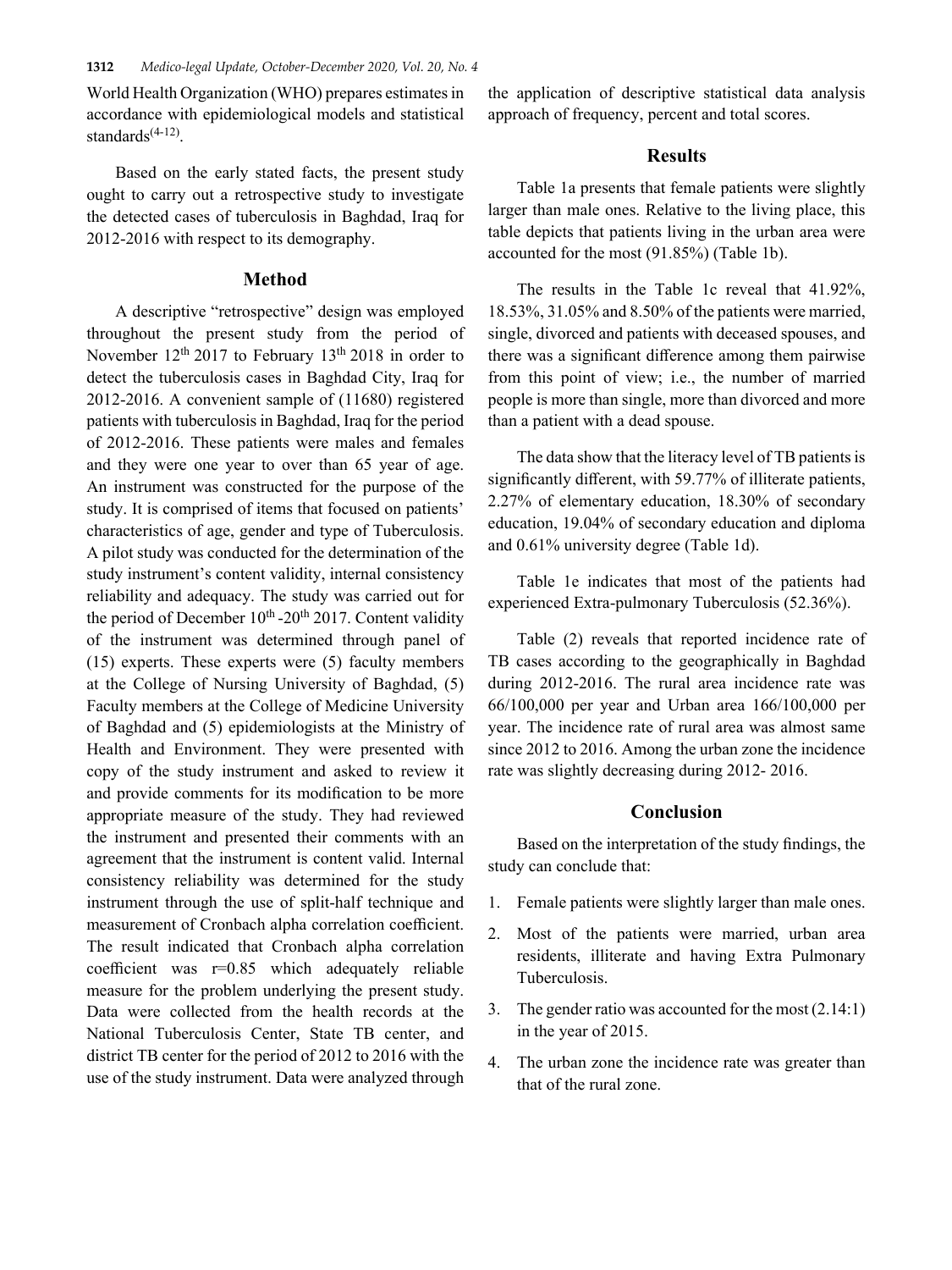World Health Organization (WHO) prepares estimates in accordance with epidemiological models and statistical standards[4-12].

Based on the early stated facts, the present study ought to carry out a retrospective study to investigate the detected cases of tuberculosis in Baghdad, Iraq for 2012-2016 with respect to its demography.

## Method

A descriptive "retrospective" design was employed throughout the present study from the period of November 12th 2017 to February 13th 2018 in order to detect the tuberculosis cases in Baghdad City, Iraq for 2012-2016. A convenient sample of (11680) registered patients with tuberculosis in Baghdad, Iraq for the period of 2012-2016. These patients were males and females and they were one year to over than 65 year of age. An instrument was constructed for the purpose of the study. It is comprised of items that focused on patients' characteristics of age, gender and type of Tuberculosis. A pilot study was conducted for the determination of the study instrument's content validity, internal consistency reliability and adequacy. The study was carried out for the period of December 10th -20th 2017. Content validity of the instrument was determined through panel of (15) experts. These experts were (5) faculty members at the College of Nursing University of Baghdad, (5) Faculty members at the College of Medicine University of Baghdad and (5) epidemiologists at the Ministry of Health and Environment. They were presented with copy of the study instrument and asked to review it and provide comments for its modification to be more appropriate measure of the study. They had reviewed the instrument and presented their comments with an agreement that the instrument is content valid. Internal consistency reliability was determined for the study instrument through the use of split-half technique and measurement of Cronbach alpha correlation coefficient. The result indicated that Cronbach alpha correlation coefficient was r=0.85 which adequately reliable measure for the problem underlying the present study. Data were collected from the health records at the National Tuberculosis Center, State TB center, and district TB center for the period of 2012 to 2016 with the use of the study instrument. Data were analyzed through the application of descriptive statistical data analysis approach of frequency, percent and total scores.

## Results

Table 1a presents that female patients were slightly larger than male ones. Relative to the living place, this table depicts that patients living in the urban area were accounted for the most (91.85%) (Table 1b).

The results in the Table 1c reveal that 41.92%, 18.53%, 31.05% and 8.50% of the patients were married, single, divorced and patients with deceased spouses, and there was a significant difference among them pairwise from this point of view; i.e., the number of married people is more than single, more than divorced and more than a patient with a dead spouse.

The data show that the literacy level of TB patients is significantly different, with 59.77% of illiterate patients, 2.27% of elementary education, 18.30% of secondary education, 19.04% of secondary education and diploma and 0.61% university degree (Table 1d).

Table 1e indicates that most of the patients had experienced Extra-pulmonary Tuberculosis (52.36%).

Table (2) reveals that reported incidence rate of TB cases according to the geographically in Baghdad during 2012-2016. The rural area incidence rate was 66/100,000 per year and Urban area 166/100,000 per year. The incidence rate of rural area was almost same since 2012 to 2016. Among the urban zone the incidence rate was slightly decreasing during 2012- 2016.

## Conclusion

Based on the interpretation of the study findings, the study can conclude that:

1. Female patients were slightly larger than male ones.
2. Most of the patients were married, urban area residents, illiterate and having Extra Pulmonary Tuberculosis.
3. The gender ratio was accounted for the most (2.14:1) in the year of 2015.
4. The urban zone the incidence rate was greater than that of the rural zone.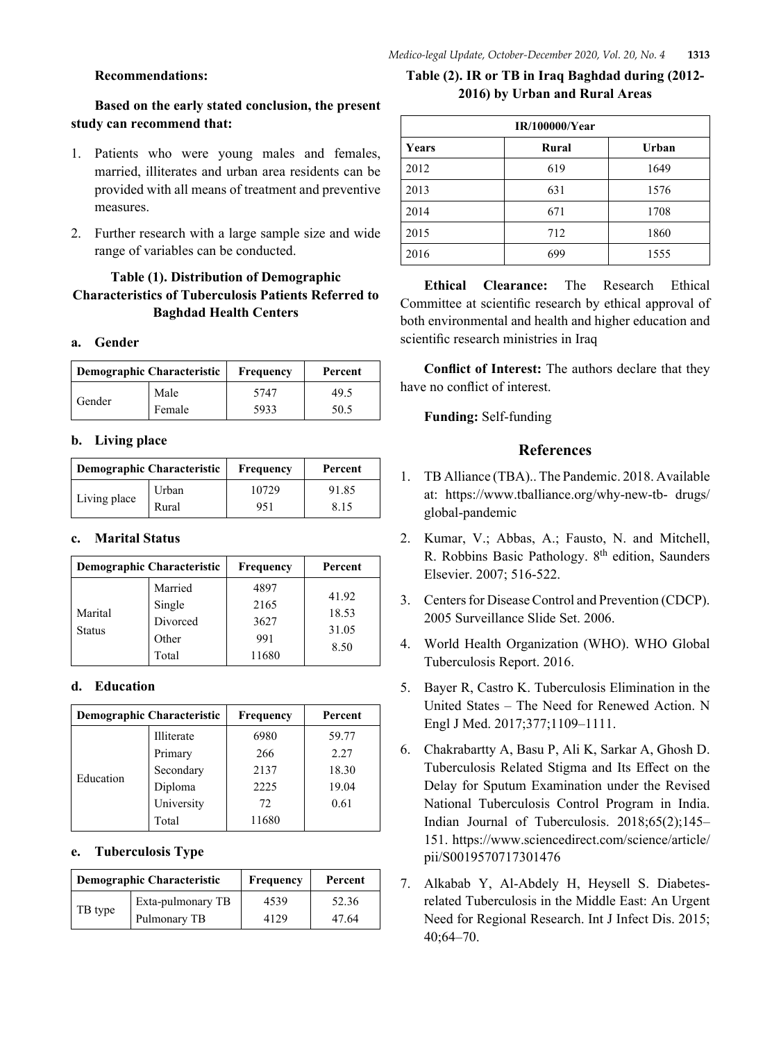**Recommendations:**

**Based on the early stated conclusion, the present study can recommend that:**

1. Patients who were young males and females, married, illiterates and urban area residents can be provided with all means of treatment and preventive measures.
2. Further research with a large sample size and wide range of variables can be conducted.

**Table (1). Distribution of Demographic Characteristics of Tuberculosis Patients Referred to Baghdad Health Centers**

**a. Gender**

| Demographic Characteristic | | Frequency | Percent |
|---|---|---|---|
| Gender | Male | 5747 | 49.5 |
| | Female | 5933 | 50.5 |

**b. Living place**

| Demographic Characteristic | | Frequency | Percent |
|---|---|---|---|
| Living place | Urban | 10729 | 91.85 |
| | Rural | 951 | 8.15 |

**c. Marital Status**

| Demographic Characteristic | | Frequency | Percent |
|---|---|---|---|
| Marital Status | Married | 4897 | 41.92 |
| | Single | 2165 | 18.53 |
| | Divorced | 3627 | 31.05 |
| | Other | 991 | 8.50 |
| | Total | 11680 | |

**d. Education**

| Demographic Characteristic | | Frequency | Percent |
|---|---|---|---|
| Education | Illiterate | 6980 | 59.77 |
| | Primary | 266 | 2.27 |
| | Secondary | 2137 | 18.30 |
| | Diploma | 2225 | 19.04 |
| | University | 72 | 0.61 |
| | Total | 11680 | |

**e. Tuberculosis Type**

| Demographic Characteristic | | Frequency | Percent |
|---|---|---|---|
| TB type | Exta-pulmonary TB | 4539 | 52.36 |
| | Pulmonary TB | 4129 | 47.64 |

**Table (2). IR or TB in Iraq Baghdad during (2012-2016) by Urban and Rural Areas**

| IR/100000/Year | | |
|---|---|---|
| **Years** | **Rural** | **Urban** |
| 2012 | 619 | 1649 |
| 2013 | 631 | 1576 |
| 2014 | 671 | 1708 |
| 2015 | 712 | 1860 |
| 2016 | 699 | 1555 |

**Ethical Clearance:** The Research Ethical Committee at scientific research by ethical approval of both environmental and health and higher education and scientific research ministries in Iraq

**Conflict of Interest:** The authors declare that they have no conflict of interest.

**Funding:** Self-funding

## References

1. TB Alliance (TBA).. The Pandemic. 2018. Available at: https://www.tballiance.org/why-new-tb- drugs/global-pandemic
2. Kumar, V.; Abbas, A.; Fausto, N. and Mitchell, R. Robbins Basic Pathology. 8th edition, Saunders Elsevier. 2007; 516-522.
3. Centers for Disease Control and Prevention (CDCP). 2005 Surveillance Slide Set. 2006.
4. World Health Organization (WHO). WHO Global Tuberculosis Report. 2016.
5. Bayer R, Castro K. Tuberculosis Elimination in the United States – The Need for Renewed Action. N Engl J Med. 2017;377;1109–1111.
6. Chakrabartty A, Basu P, Ali K, Sarkar A, Ghosh D. Tuberculosis Related Stigma and Its Effect on the Delay for Sputum Examination under the Revised National Tuberculosis Control Program in India. Indian Journal of Tuberculosis. 2018;65(2);145–151. https://www.sciencedirect.com/science/article/pii/S0019570717301476
7. Alkabab Y, Al-Abdely H, Heysell S. Diabetes-related Tuberculosis in the Middle East: An Urgent Need for Regional Research. Int J Infect Dis. 2015; 40;64–70.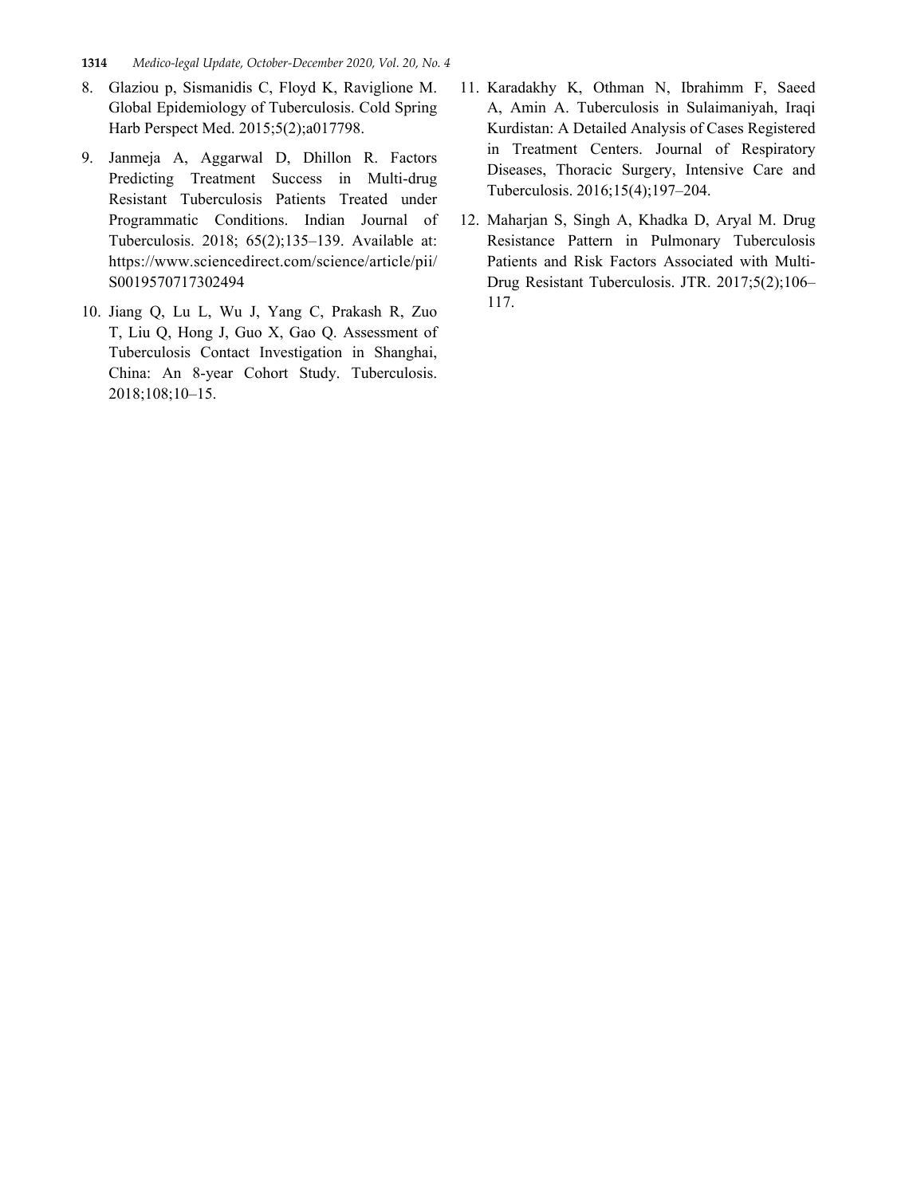8. Glaziou p, Sismanidis C, Floyd K, Raviglione M. Global Epidemiology of Tuberculosis. Cold Spring Harb Perspect Med. 2015;5(2);a017798.

9. Janmeja A, Aggarwal D, Dhillon R. Factors Predicting Treatment Success in Multi-drug Resistant Tuberculosis Patients Treated under Programmatic Conditions. Indian Journal of Tuberculosis. 2018; 65(2);135–139. Available at: https://www.sciencedirect.com/science/article/pii/S0019570717302494

10. Jiang Q, Lu L, Wu J, Yang C, Prakash R, Zuo T, Liu Q, Hong J, Guo X, Gao Q. Assessment of Tuberculosis Contact Investigation in Shanghai, China: An 8-year Cohort Study. Tuberculosis. 2018;108;10–15.

11. Karadakhy K, Othman N, Ibrahimm F, Saeed A, Amin A. Tuberculosis in Sulaimaniyah, Iraqi Kurdistan: A Detailed Analysis of Cases Registered in Treatment Centers. Journal of Respiratory Diseases, Thoracic Surgery, Intensive Care and Tuberculosis. 2016;15(4);197–204.

12. Maharjan S, Singh A, Khadka D, Aryal M. Drug Resistance Pattern in Pulmonary Tuberculosis Patients and Risk Factors Associated with Multi-Drug Resistant Tuberculosis. JTR. 2017;5(2);106–117.